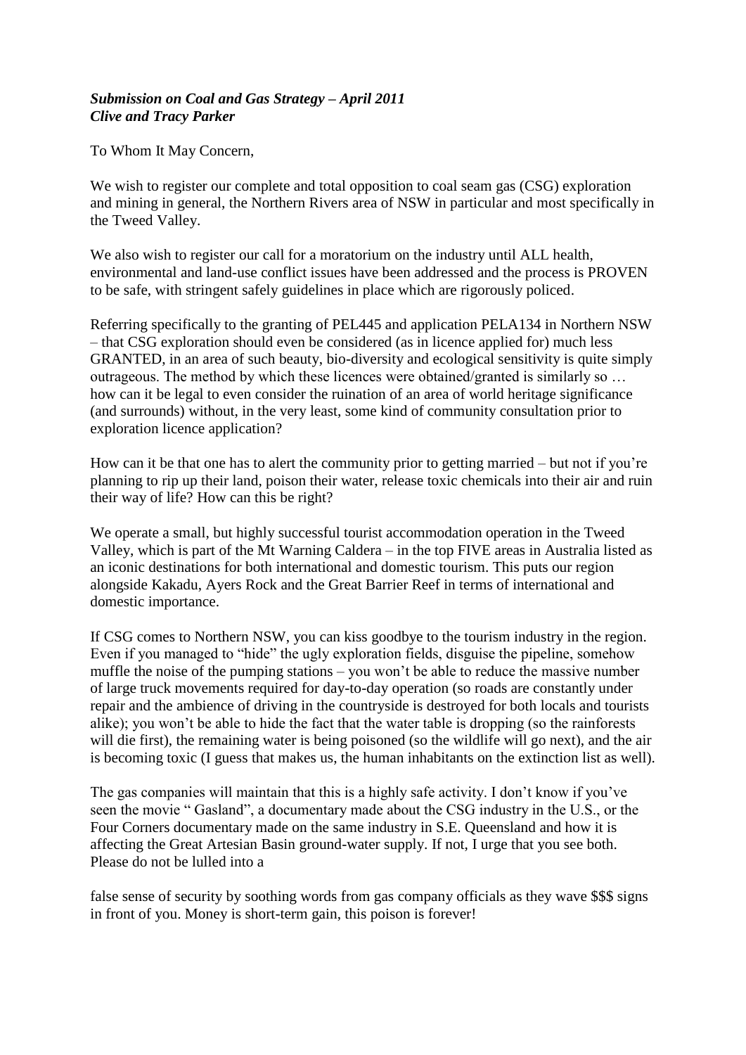***Submission on Coal and Gas Strategy – April 2011***
***Clive and Tracy Parker***

To Whom It May Concern,

We wish to register our complete and total opposition to coal seam gas (CSG) exploration and mining in general, the Northern Rivers area of NSW in particular and most specifically in the Tweed Valley.

We also wish to register our call for a moratorium on the industry until ALL health, environmental and land-use conflict issues have been addressed and the process is PROVEN to be safe, with stringent safely guidelines in place which are rigorously policed.

Referring specifically to the granting of PEL445 and application PELA134 in Northern NSW – that CSG exploration should even be considered (as in licence applied for) much less GRANTED, in an area of such beauty, bio-diversity and ecological sensitivity is quite simply outrageous. The method by which these licences were obtained/granted is similarly so … how can it be legal to even consider the ruination of an area of world heritage significance (and surrounds) without, in the very least, some kind of community consultation prior to exploration licence application?

How can it be that one has to alert the community prior to getting married – but not if you're planning to rip up their land, poison their water, release toxic chemicals into their air and ruin their way of life? How can this be right?

We operate a small, but highly successful tourist accommodation operation in the Tweed Valley, which is part of the Mt Warning Caldera – in the top FIVE areas in Australia listed as an iconic destinations for both international and domestic tourism. This puts our region alongside Kakadu, Ayers Rock and the Great Barrier Reef in terms of international and domestic importance.

If CSG comes to Northern NSW, you can kiss goodbye to the tourism industry in the region. Even if you managed to "hide" the ugly exploration fields, disguise the pipeline, somehow muffle the noise of the pumping stations – you won't be able to reduce the massive number of large truck movements required for day-to-day operation (so roads are constantly under repair and the ambience of driving in the countryside is destroyed for both locals and tourists alike); you won't be able to hide the fact that the water table is dropping (so the rainforests will die first), the remaining water is being poisoned (so the wildlife will go next), and the air is becoming toxic (I guess that makes us, the human inhabitants on the extinction list as well).

The gas companies will maintain that this is a highly safe activity. I don't know if you've seen the movie " Gasland", a documentary made about the CSG industry in the U.S., or the Four Corners documentary made on the same industry in S.E. Queensland and how it is affecting the Great Artesian Basin ground-water supply. If not, I urge that you see both. Please do not be lulled into a

false sense of security by soothing words from gas company officials as they wave $$$ signs in front of you. Money is short-term gain, this poison is forever!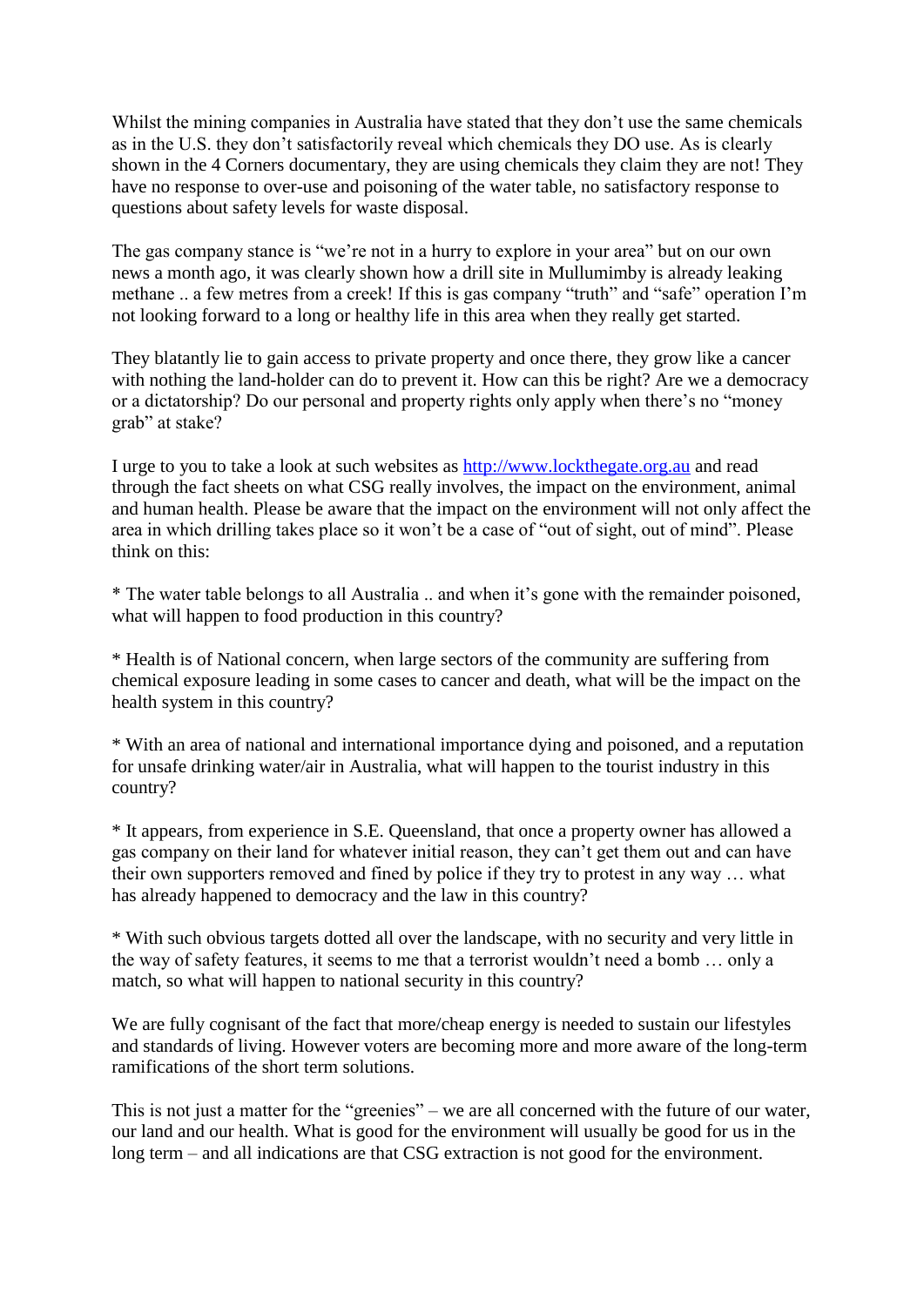Whilst the mining companies in Australia have stated that they don't use the same chemicals as in the U.S. they don't satisfactorily reveal which chemicals they DO use. As is clearly shown in the 4 Corners documentary, they are using chemicals they claim they are not! They have no response to over-use and poisoning of the water table, no satisfactory response to questions about safety levels for waste disposal.

The gas company stance is "we're not in a hurry to explore in your area" but on our own news a month ago, it was clearly shown how a drill site in Mullumimby is already leaking methane .. a few metres from a creek! If this is gas company "truth" and "safe" operation I'm not looking forward to a long or healthy life in this area when they really get started.

They blatantly lie to gain access to private property and once there, they grow like a cancer with nothing the land-holder can do to prevent it. How can this be right? Are we a democracy or a dictatorship? Do our personal and property rights only apply when there's no "money grab" at stake?

I urge to you to take a look at such websites as [http://www.lockthegate.org.au](http://www.lockthegate.org.au) and read through the fact sheets on what CSG really involves, the impact on the environment, animal and human health. Please be aware that the impact on the environment will not only affect the area in which drilling takes place so it won't be a case of "out of sight, out of mind". Please think on this:

* The water table belongs to all Australia .. and when it's gone with the remainder poisoned, what will happen to food production in this country?

* Health is of National concern, when large sectors of the community are suffering from chemical exposure leading in some cases to cancer and death, what will be the impact on the health system in this country?

* With an area of national and international importance dying and poisoned, and a reputation for unsafe drinking water/air in Australia, what will happen to the tourist industry in this country?

* It appears, from experience in S.E. Queensland, that once a property owner has allowed a gas company on their land for whatever initial reason, they can't get them out and can have their own supporters removed and fined by police if they try to protest in any way … what has already happened to democracy and the law in this country?

* With such obvious targets dotted all over the landscape, with no security and very little in the way of safety features, it seems to me that a terrorist wouldn't need a bomb … only a match, so what will happen to national security in this country?

We are fully cognisant of the fact that more/cheap energy is needed to sustain our lifestyles and standards of living. However voters are becoming more and more aware of the long-term ramifications of the short term solutions.

This is not just a matter for the "greenies" – we are all concerned with the future of our water, our land and our health. What is good for the environment will usually be good for us in the long term – and all indications are that CSG extraction is not good for the environment.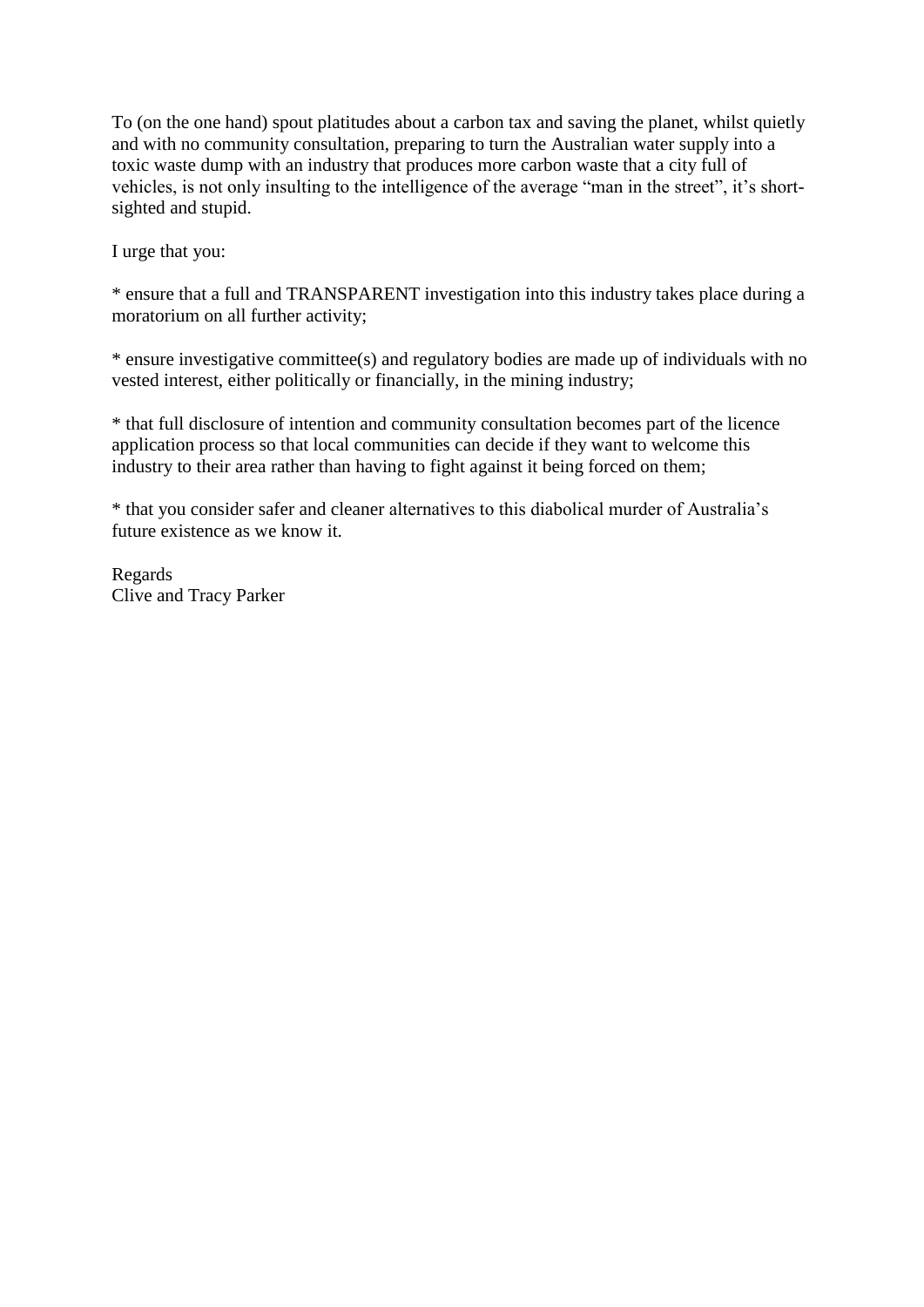To (on the one hand) spout platitudes about a carbon tax and saving the planet, whilst quietly and with no community consultation, preparing to turn the Australian water supply into a toxic waste dump with an industry that produces more carbon waste that a city full of vehicles, is not only insulting to the intelligence of the average "man in the street", it's short-sighted and stupid.

I urge that you:

* ensure that a full and TRANSPARENT investigation into this industry takes place during a moratorium on all further activity;

* ensure investigative committee(s) and regulatory bodies are made up of individuals with no vested interest, either politically or financially, in the mining industry;

* that full disclosure of intention and community consultation becomes part of the licence application process so that local communities can decide if they want to welcome this industry to their area rather than having to fight against it being forced on them;

* that you consider safer and cleaner alternatives to this diabolical murder of Australia's future existence as we know it.

Regards
Clive and Tracy Parker